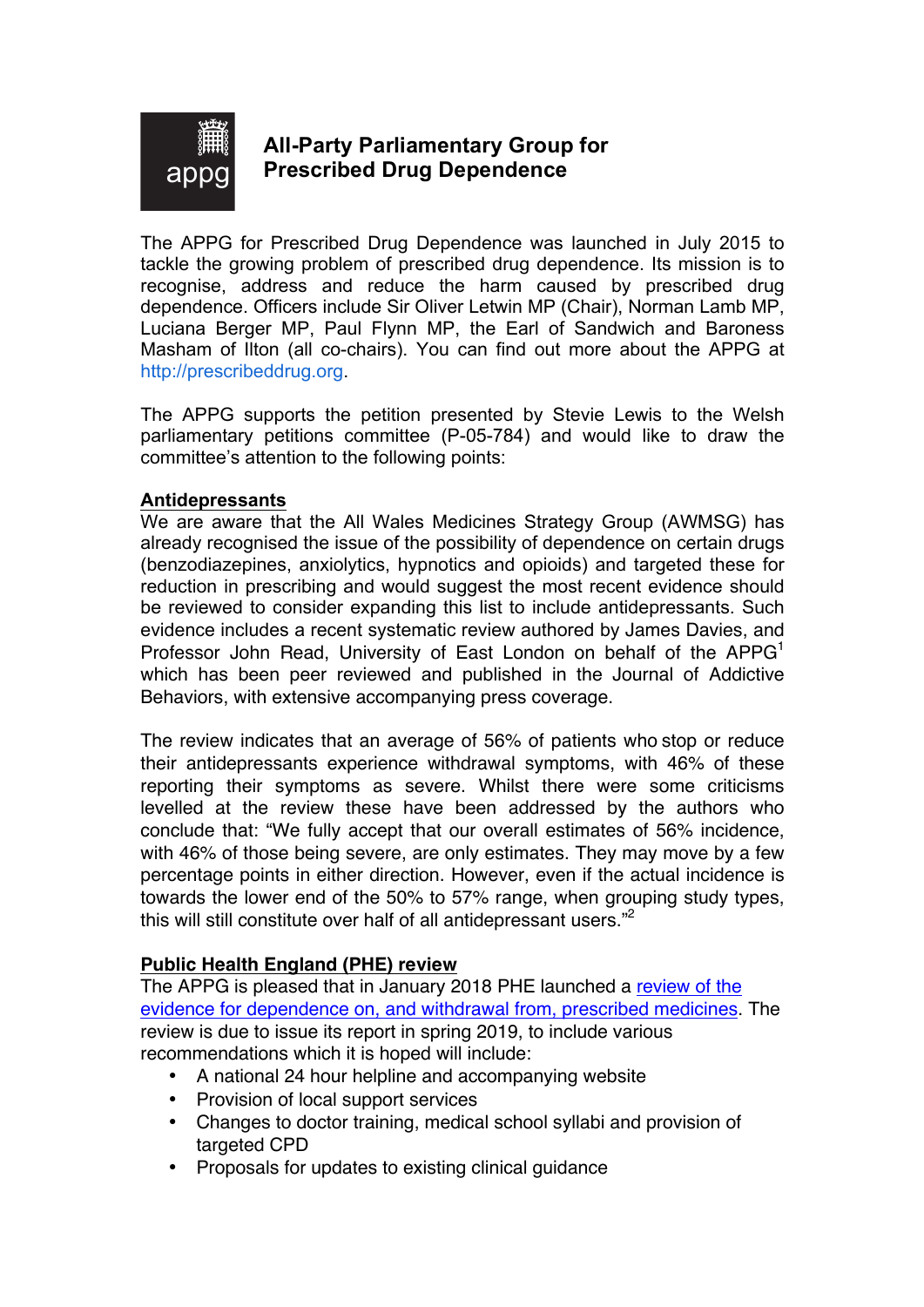# All-Party Parliamentary Group for Prescribed Drug Dependence

The APPG for Prescribed Drug Dependence was launched in July 2015 to tackle the growing problem of prescribed drug dependence. Its mission is to recognise, address and reduce the harm caused by prescribed drug dependence. Officers include Sir Oliver Letwin MP (Chair), Norman Lamb MP, Luciana Berger MP, Paul Flynn MP, the Earl of Sandwich and Baroness Masham of Ilton (all co-chairs). You can find out more about the APPG at http://prescribeddrug.org.

The APPG supports the petition presented by Stevie Lewis to the Welsh parliamentary petitions committee (P-05-784) and would like to draw the committee's attention to the following points:

## Antidepressants

We are aware that the All Wales Medicines Strategy Group (AWMSG) has already recognised the issue of the possibility of dependence on certain drugs (benzodiazepines, anxiolytics, hypnotics and opioids) and targeted these for reduction in prescribing and would suggest the most recent evidence should be reviewed to consider expanding this list to include antidepressants. Such evidence includes a recent systematic review authored by James Davies, and Professor John Read, University of East London on behalf of the APPG[1] which has been peer reviewed and published in the Journal of Addictive Behaviors, with extensive accompanying press coverage.

The review indicates that an average of 56% of patients who stop or reduce their antidepressants experience withdrawal symptoms, with 46% of these reporting their symptoms as severe. Whilst there were some criticisms levelled at the review these have been addressed by the authors who conclude that: "We fully accept that our overall estimates of 56% incidence, with 46% of those being severe, are only estimates. They may move by a few percentage points in either direction. However, even if the actual incidence is towards the lower end of the 50% to 57% range, when grouping study types, this will still constitute over half of all antidepressant users."[2]

## Public Health England (PHE) review

The APPG is pleased that in January 2018 PHE launched a review of the evidence for dependence on, and withdrawal from, prescribed medicines. The review is due to issue its report in spring 2019, to include various recommendations which it is hoped will include:

- A national 24 hour helpline and accompanying website
- Provision of local support services
- Changes to doctor training, medical school syllabi and provision of targeted CPD
- Proposals for updates to existing clinical guidance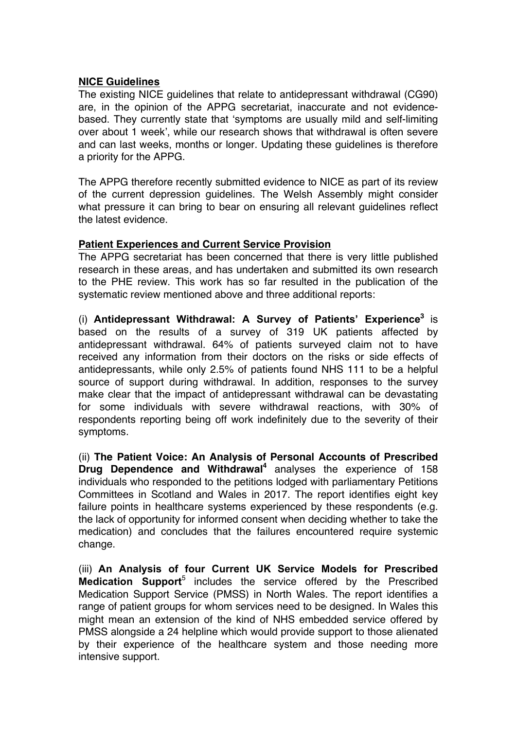**<u>NICE Guidelines</u>**

The existing NICE guidelines that relate to antidepressant withdrawal (CG90) are, in the opinion of the APPG secretariat, inaccurate and not evidence-based. They currently state that 'symptoms are usually mild and self-limiting over about 1 week', while our research shows that withdrawal is often severe and can last weeks, months or longer. Updating these guidelines is therefore a priority for the APPG.

The APPG therefore recently submitted evidence to NICE as part of its review of the current depression guidelines. The Welsh Assembly might consider what pressure it can bring to bear on ensuring all relevant guidelines reflect the latest evidence.

**<u>Patient Experiences and Current Service Provision</u>**

The APPG secretariat has been concerned that there is very little published research in these areas, and has undertaken and submitted its own research to the PHE review. This work has so far resulted in the publication of the systematic review mentioned above and three additional reports:

(i) **Antidepressant Withdrawal: A Survey of Patients' Experience**[3] is based on the results of a survey of 319 UK patients affected by antidepressant withdrawal. 64% of patients surveyed claim not to have received any information from their doctors on the risks or side effects of antidepressants, while only 2.5% of patients found NHS 111 to be a helpful source of support during withdrawal. In addition, responses to the survey make clear that the impact of antidepressant withdrawal can be devastating for some individuals with severe withdrawal reactions, with 30% of respondents reporting being off work indefinitely due to the severity of their symptoms.

(ii) **The Patient Voice: An Analysis of Personal Accounts of Prescribed Drug Dependence and Withdrawal**[4] analyses the experience of 158 individuals who responded to the petitions lodged with parliamentary Petitions Committees in Scotland and Wales in 2017. The report identifies eight key failure points in healthcare systems experienced by these respondents (e.g. the lack of opportunity for informed consent when deciding whether to take the medication) and concludes that the failures encountered require systemic change.

(iii) **An Analysis of four Current UK Service Models for Prescribed Medication Support**[5] includes the service offered by the Prescribed Medication Support Service (PMSS) in North Wales. The report identifies a range of patient groups for whom services need to be designed. In Wales this might mean an extension of the kind of NHS embedded service offered by PMSS alongside a 24 helpline which would provide support to those alienated by their experience of the healthcare system and those needing more intensive support.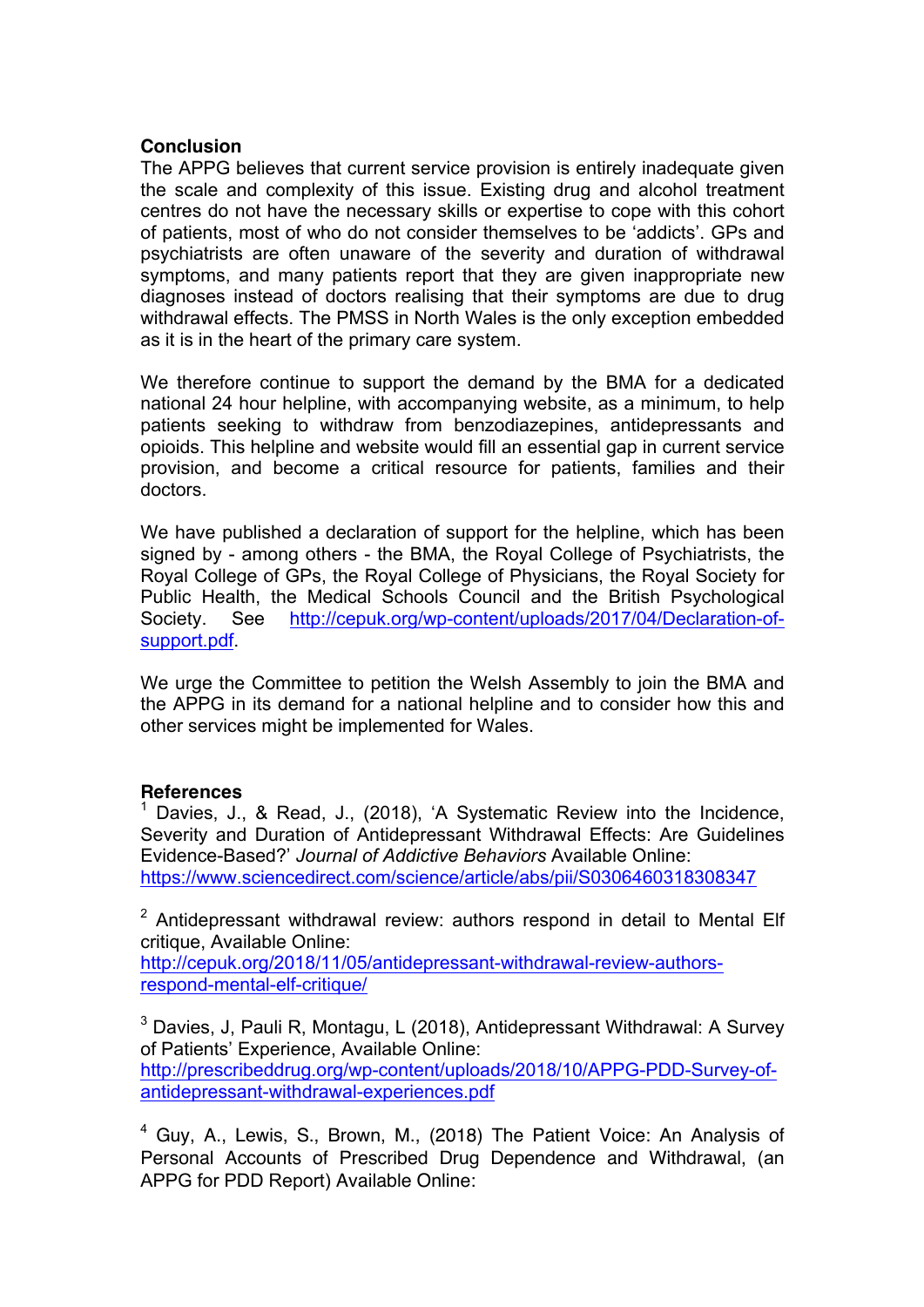## Conclusion

The APPG believes that current service provision is entirely inadequate given the scale and complexity of this issue. Existing drug and alcohol treatment centres do not have the necessary skills or expertise to cope with this cohort of patients, most of who do not consider themselves to be 'addicts'. GPs and psychiatrists are often unaware of the severity and duration of withdrawal symptoms, and many patients report that they are given inappropriate new diagnoses instead of doctors realising that their symptoms are due to drug withdrawal effects. The PMSS in North Wales is the only exception embedded as it is in the heart of the primary care system.

We therefore continue to support the demand by the BMA for a dedicated national 24 hour helpline, with accompanying website, as a minimum, to help patients seeking to withdraw from benzodiazepines, antidepressants and opioids. This helpline and website would fill an essential gap in current service provision, and become a critical resource for patients, families and their doctors.

We have published a declaration of support for the helpline, which has been signed by - among others - the BMA, the Royal College of Psychiatrists, the Royal College of GPs, the Royal College of Physicians, the Royal Society for Public Health, the Medical Schools Council and the British Psychological Society. See http://cepuk.org/wp-content/uploads/2017/04/Declaration-of-support.pdf.

We urge the Committee to petition the Welsh Assembly to join the BMA and the APPG in its demand for a national helpline and to consider how this and other services might be implemented for Wales.

## References

[1] Davies, J., & Read, J., (2018), 'A Systematic Review into the Incidence, Severity and Duration of Antidepressant Withdrawal Effects: Are Guidelines Evidence-Based?' *Journal of Addictive Behaviors* Available Online: https://www.sciencedirect.com/science/article/abs/pii/S0306460318308347

[2] Antidepressant withdrawal review: authors respond in detail to Mental Elf critique, Available Online: http://cepuk.org/2018/11/05/antidepressant-withdrawal-review-authors-respond-mental-elf-critique/

[3] Davies, J, Pauli R, Montagu, L (2018), Antidepressant Withdrawal: A Survey of Patients' Experience, Available Online: http://prescribeddrug.org/wp-content/uploads/2018/10/APPG-PDD-Survey-of-antidepressant-withdrawal-experiences.pdf

[4] Guy, A., Lewis, S., Brown, M., (2018) The Patient Voice: An Analysis of Personal Accounts of Prescribed Drug Dependence and Withdrawal, (an APPG for PDD Report) Available Online: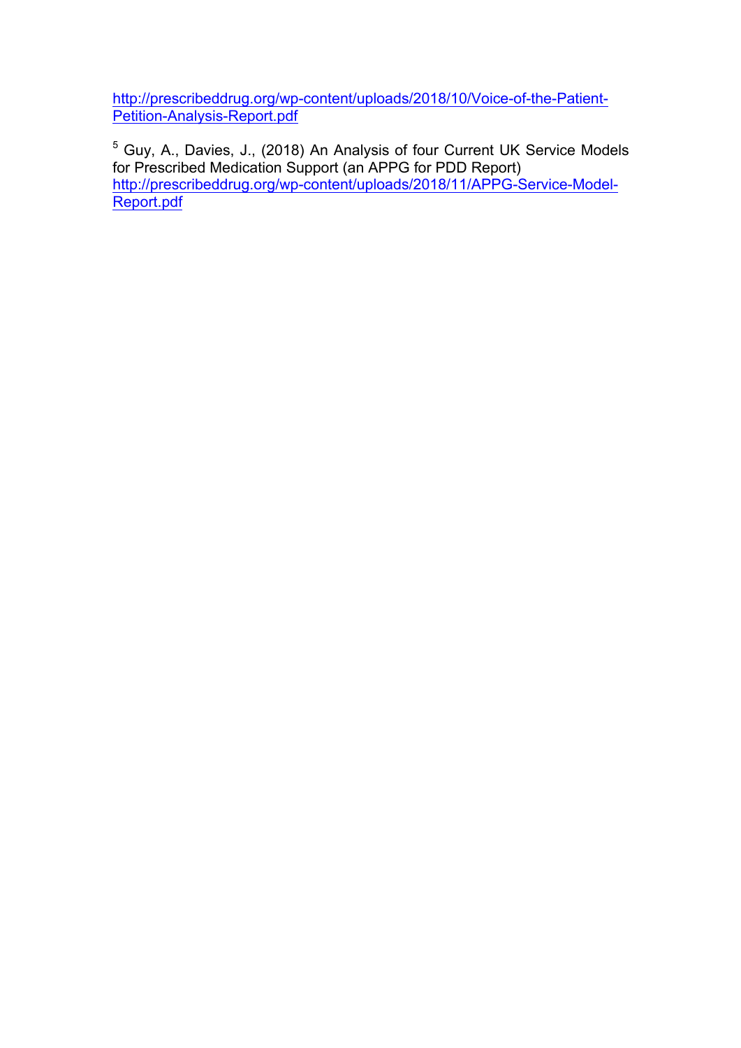http://prescribeddrug.org/wp-content/uploads/2018/10/Voice-of-the-Patient-Petition-Analysis-Report.pdf

[5] Guy, A., Davies, J., (2018) An Analysis of four Current UK Service Models for Prescribed Medication Support (an APPG for PDD Report) http://prescribeddrug.org/wp-content/uploads/2018/11/APPG-Service-Model-Report.pdf